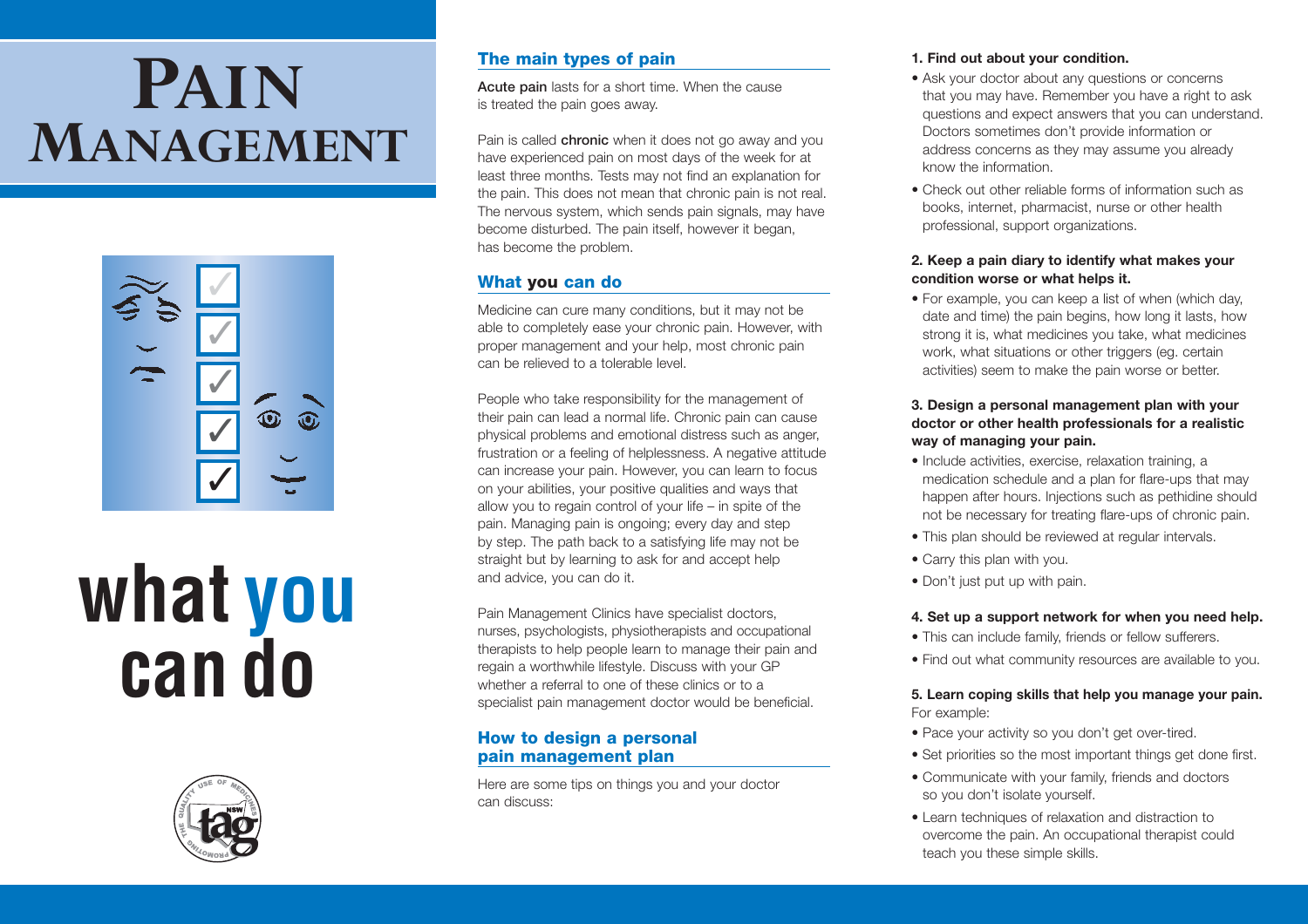# PAIN MANAGEMENT

# what you can do

## The main types of pain

**Acute pain** lasts for a short time. When the cause is treated the pain goes away.

Pain is called **chronic** when it does not go away and you have experienced pain on most days of the week for at least three months. Tests may not find an explanation for the pain. This does not mean that chronic pain is not real. The nervous system, which sends pain signals, may have become disturbed. The pain itself, however it began, has become the problem.

## What you can do

Medicine can cure many conditions, but it may not be able to completely ease your chronic pain. However, with proper management and your help, most chronic pain can be relieved to a tolerable level.

People who take responsibility for the management of their pain can lead a normal life. Chronic pain can cause physical problems and emotional distress such as anger, frustration or a feeling of helplessness. A negative attitude can increase your pain. However, you can learn to focus on your abilities, your positive qualities and ways that allow you to regain control of your life – in spite of the pain. Managing pain is ongoing; every day and step by step. The path back to a satisfying life may not be straight but by learning to ask for and accept help and advice, you can do it.

Pain Management Clinics have specialist doctors, nurses, psychologists, physiotherapists and occupational therapists to help people learn to manage their pain and regain a worthwhile lifestyle. Discuss with your GP whether a referral to one of these clinics or to a specialist pain management doctor would be beneficial.

## How to design a personal pain management plan

Here are some tips on things you and your doctor can discuss:

**1. Find out about your condition.**

- Ask your doctor about any questions or concerns that you may have. Remember you have a right to ask questions and expect answers that you can understand. Doctors sometimes don't provide information or address concerns as they may assume you already know the information.
- Check out other reliable forms of information such as books, internet, pharmacist, nurse or other health professional, support organizations.

**2. Keep a pain diary to identify what makes your condition worse or what helps it.**

- For example, you can keep a list of when (which day, date and time) the pain begins, how long it lasts, how strong it is, what medicines you take, what medicines work, what situations or other triggers (eg. certain activities) seem to make the pain worse or better.

**3. Design a personal management plan with your doctor or other health professionals for a realistic way of managing your pain.**

- Include activities, exercise, relaxation training, a medication schedule and a plan for flare-ups that may happen after hours. Injections such as pethidine should not be necessary for treating flare-ups of chronic pain.
- This plan should be reviewed at regular intervals.
- Carry this plan with you.
- Don't just put up with pain.

**4. Set up a support network for when you need help.**

- This can include family, friends or fellow sufferers.
- Find out what community resources are available to you.

**5. Learn coping skills that help you manage your pain.** For example:

- Pace your activity so you don't get over-tired.
- Set priorities so the most important things get done first.
- Communicate with your family, friends and doctors so you don't isolate yourself.
- Learn techniques of relaxation and distraction to overcome the pain. An occupational therapist could teach you these simple skills.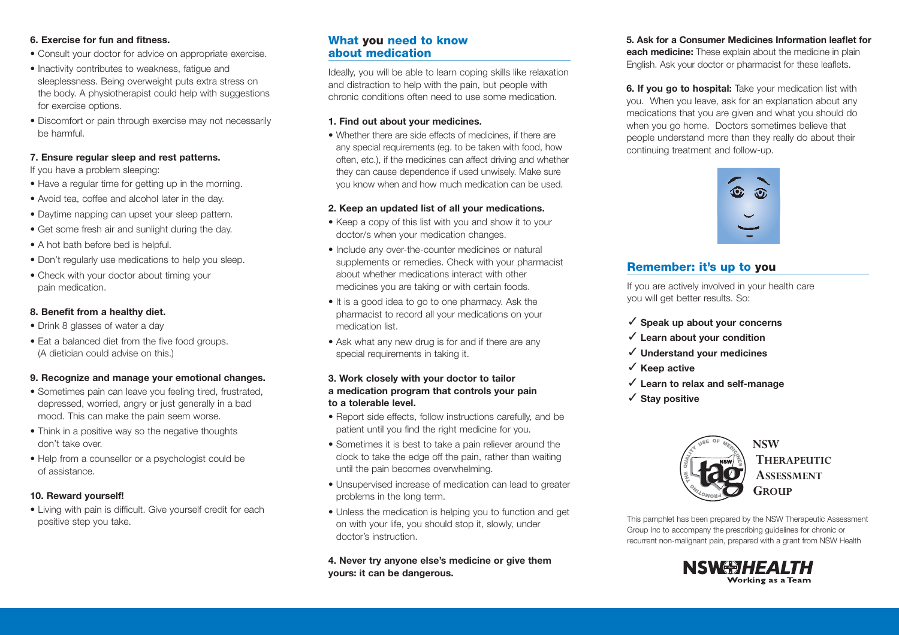**6. Exercise for fun and fitness.**

- Consult your doctor for advice on appropriate exercise.
- Inactivity contributes to weakness, fatigue and sleeplessness. Being overweight puts extra stress on the body. A physiotherapist could help with suggestions for exercise options.
- Discomfort or pain through exercise may not necessarily be harmful.

**7. Ensure regular sleep and rest patterns.**

If you have a problem sleeping:

- Have a regular time for getting up in the morning.
- Avoid tea, coffee and alcohol later in the day.
- Daytime napping can upset your sleep pattern.
- Get some fresh air and sunlight during the day.
- A hot bath before bed is helpful.
- Don't regularly use medications to help you sleep.
- Check with your doctor about timing your pain medication.

**8. Benefit from a healthy diet.**

- Drink 8 glasses of water a day
- Eat a balanced diet from the five food groups. (A dietician could advise on this.)

**9. Recognize and manage your emotional changes.**

- Sometimes pain can leave you feeling tired, frustrated, depressed, worried, angry or just generally in a bad mood. This can make the pain seem worse.
- Think in a positive way so the negative thoughts don't take over.
- Help from a counsellor or a psychologist could be of assistance.

**10. Reward yourself!**

- Living with pain is difficult. Give yourself credit for each positive step you take.

## What you need to know about medication

Ideally, you will be able to learn coping skills like relaxation and distraction to help with the pain, but people with chronic conditions often need to use some medication.

**1. Find out about your medicines.**

- Whether there are side effects of medicines, if there are any special requirements (eg. to be taken with food, how often, etc.), if the medicines can affect driving and whether they can cause dependence if used unwisely. Make sure you know when and how much medication can be used.

**2. Keep an updated list of all your medications.**

- Keep a copy of this list with you and show it to your doctor/s when your medication changes.
- Include any over-the-counter medicines or natural supplements or remedies. Check with your pharmacist about whether medications interact with other medicines you are taking or with certain foods.
- It is a good idea to go to one pharmacy. Ask the pharmacist to record all your medications on your medication list.
- Ask what any new drug is for and if there are any special requirements in taking it.

**3. Work closely with your doctor to tailor a medication program that controls your pain to a tolerable level.**

- Report side effects, follow instructions carefully, and be patient until you find the right medicine for you.
- Sometimes it is best to take a pain reliever around the clock to take the edge off the pain, rather than waiting until the pain becomes overwhelming.
- Unsupervised increase of medication can lead to greater problems in the long term.
- Unless the medication is helping you to function and get on with your life, you should stop it, slowly, under doctor's instruction.

**4. Never try anyone else's medicine or give them yours: it can be dangerous.**

**5. Ask for a Consumer Medicines Information leaflet for each medicine:** These explain about the medicine in plain English. Ask your doctor or pharmacist for these leaflets.

**6. If you go to hospital:** Take your medication list with you. When you leave, ask for an explanation about any medications that you are given and what you should do when you go home. Doctors sometimes believe that people understand more than they really do about their continuing treatment and follow-up.

## Remember: it's up to you

If you are actively involved in your health care you will get better results. So:

- ✓ **Speak up about your concerns**
- ✓ **Learn about your condition**
- ✓ **Understand your medicines**
- ✓ **Keep active**
- ✓ **Learn to relax and self-manage**
- ✓ **Stay positive**

NSW Therapeutic Assessment Group

This pamphlet has been prepared by the NSW Therapeutic Assessment Group Inc to accompany the prescribing guidelines for chronic or recurrent non-malignant pain, prepared with a grant from NSW Health

NSW HEALTH Working as a Team